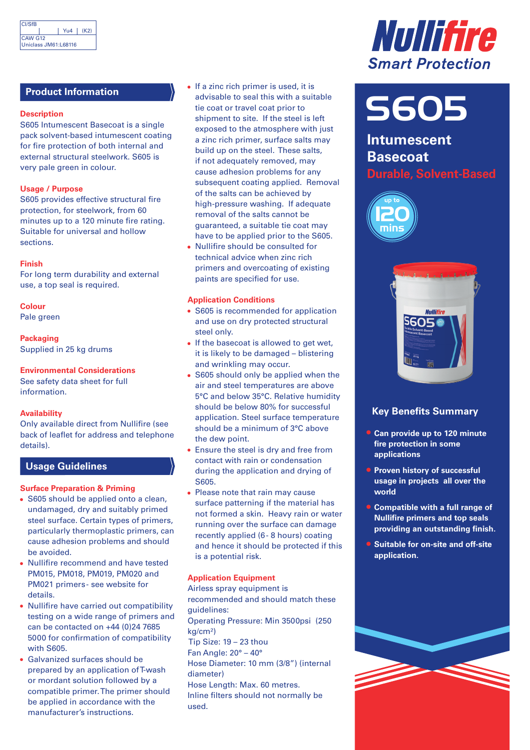| CI/SfB | | Yu4 | (K2) |
|---|---|---|---|
| CAW G12 | | | |
| Uniclass JM61:L68116 | | | |

Nullifire
Smart Protection

# S605

## Intumescent Basecoat

**Durable, Solvent-Based**

up to 120 mins

### Key Benefits Summary

- **Can provide up to 120 minute fire protection in some applications**
- **Proven history of successful usage in projects all over the world**
- **Compatible with a full range of Nullifire primers and top seals providing an outstanding finish.**
- **Suitable for on-site and off-site application.**

## Product Information

### Description

S605 Intumescent Basecoat is a single pack solvent-based intumescent coating for fire protection of both internal and external structural steelwork. S605 is very pale green in colour.

### Usage / Purpose

S605 provides effective structural fire protection, for steelwork, from 60 minutes up to a 120 minute fire rating. Suitable for universal and hollow sections.

### Finish

For long term durability and external use, a top seal is required.

### Colour

Pale green

### Packaging

Supplied in 25 kg drums

### Environmental Considerations

See safety data sheet for full information.

### Availability

Only available direct from Nullifire (see back of leaflet for address and telephone details).

## Usage Guidelines

### Surface Preparation & Priming

- S605 should be applied onto a clean, undamaged, dry and suitably primed steel surface. Certain types of primers, particularly thermoplastic primers, can cause adhesion problems and should be avoided.
- Nullifire recommend and have tested PM015, PM018, PM019, PM020 and PM021 primers - see website for details.
- Nullifire have carried out compatibility testing on a wide range of primers and can be contacted on +44 (0)24 7685 5000 for confirmation of compatibility with S605.
- Galvanized surfaces should be prepared by an application of T-wash or mordant solution followed by a compatible primer. The primer should be applied in accordance with the manufacturer's instructions.
- If a zinc rich primer is used, it is advisable to seal this with a suitable tie coat or travel coat prior to shipment to site. If the steel is left exposed to the atmosphere with just a zinc rich primer, surface salts may build up on the steel. These salts, if not adequately removed, may cause adhesion problems for any subsequent coating applied. Removal of the salts can be achieved by high-pressure washing. If adequate removal of the salts cannot be guaranteed, a suitable tie coat may have to be applied prior to the S605.
- Nullifire should be consulted for technical advice when zinc rich primers and overcoating of existing paints are specified for use.

### Application Conditions

- S605 is recommended for application and use on dry protected structural steel only.
- If the basecoat is allowed to get wet, it is likely to be damaged – blistering and wrinkling may occur.
- S605 should only be applied when the air and steel temperatures are above 5°C and below 35°C. Relative humidity should be below 80% for successful application. Steel surface temperature should be a minimum of 3°C above the dew point.
- Ensure the steel is dry and free from contact with rain or condensation during the application and drying of S605.
- Please note that rain may cause surface patterning if the material has not formed a skin. Heavy rain or water running over the surface can damage recently applied (6- 8 hours) coating and hence it should be protected if this is a potential risk.

### Application Equipment

Airless spray equipment is recommended and should match these guidelines:

Operating Pressure: Min 3500psi (250 kg/cm²)
Tip Size: 19 – 23 thou
Fan Angle: 20° – 40°
Hose Diameter: 10 mm (3/8") (internal diameter)
Hose Length: Max. 60 metres.
Inline filters should not normally be used.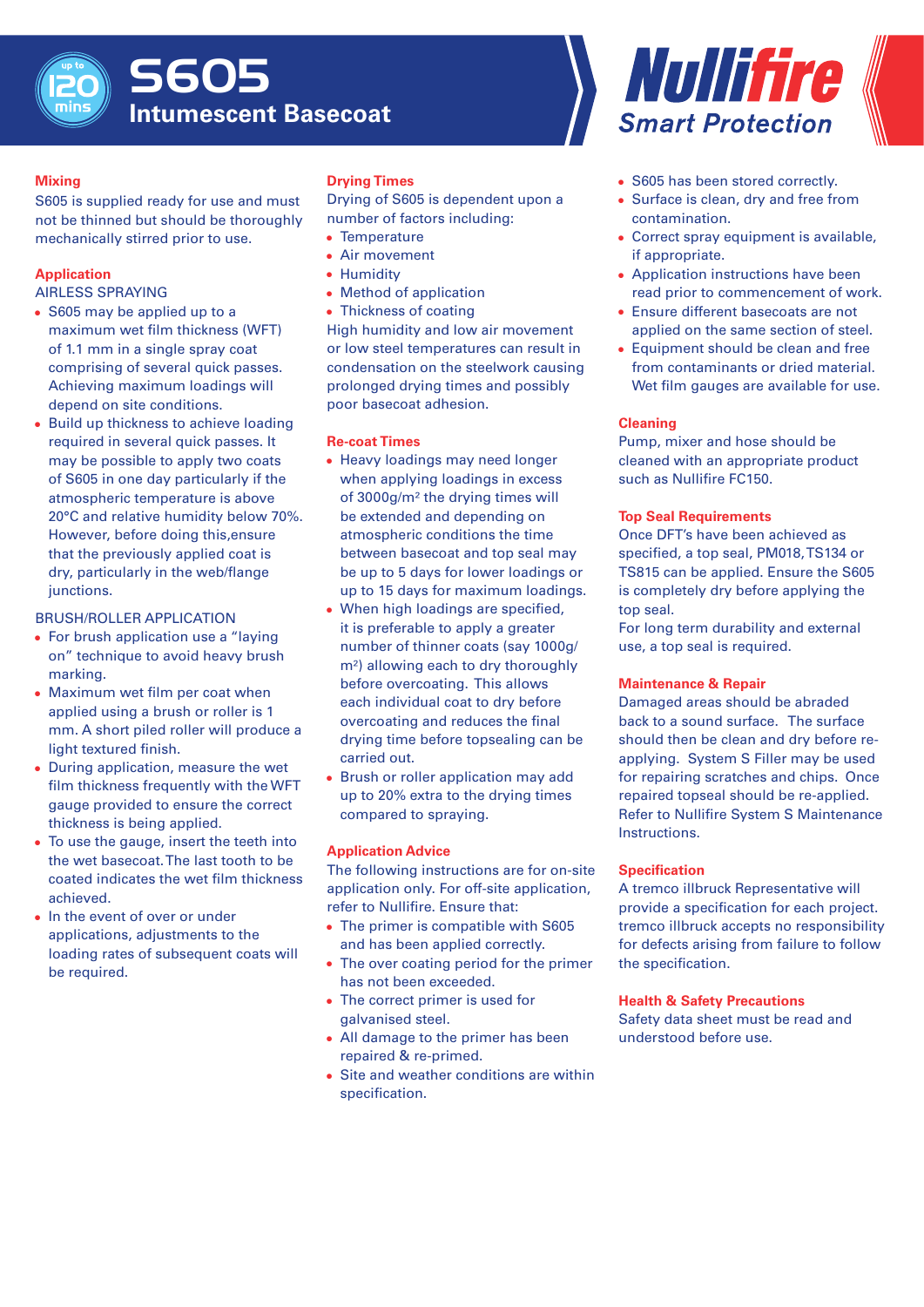# S605 Intumescent Basecoat

## Mixing

S605 is supplied ready for use and must not be thinned but should be thoroughly mechanically stirred prior to use.

## Application

AIRLESS SPRAYING

- S605 may be applied up to a maximum wet film thickness (WFT) of 1.1 mm in a single spray coat comprising of several quick passes. Achieving maximum loadings will depend on site conditions.
- Build up thickness to achieve loading required in several quick passes. It may be possible to apply two coats of S605 in one day particularly if the atmospheric temperature is above 20°C and relative humidity below 70%. However, before doing this,ensure that the previously applied coat is dry, particularly in the web/flange junctions.

BRUSH/ROLLER APPLICATION

- For brush application use a "laying on" technique to avoid heavy brush marking.
- Maximum wet film per coat when applied using a brush or roller is 1 mm. A short piled roller will produce a light textured finish.
- During application, measure the wet film thickness frequently with the WFT gauge provided to ensure the correct thickness is being applied.
- To use the gauge, insert the teeth into the wet basecoat. The last tooth to be coated indicates the wet film thickness achieved.
- In the event of over or under applications, adjustments to the loading rates of subsequent coats will be required.

## Drying Times

Drying of S605 is dependent upon a number of factors including:

- Temperature
- Air movement
- Humidity
- Method of application
- Thickness of coating

High humidity and low air movement or low steel temperatures can result in condensation on the steelwork causing prolonged drying times and possibly poor basecoat adhesion.

## Re-coat Times

- Heavy loadings may need longer when applying loadings in excess of 3000g/m² the drying times will be extended and depending on atmospheric conditions the time between basecoat and top seal may be up to 5 days for lower loadings or up to 15 days for maximum loadings.
- When high loadings are specified, it is preferable to apply a greater number of thinner coats (say 1000g/m²) allowing each to dry thoroughly before overcoating. This allows each individual coat to dry before overcoating and reduces the final drying time before topsealing can be carried out.
- Brush or roller application may add up to 20% extra to the drying times compared to spraying.

## Application Advice

The following instructions are for on-site application only. For off-site application, refer to Nullifire. Ensure that:

- The primer is compatible with S605 and has been applied correctly.
- The over coating period for the primer has not been exceeded.
- The correct primer is used for galvanised steel.
- All damage to the primer has been repaired & re-primed.
- Site and weather conditions are within specification.
- S605 has been stored correctly.
- Surface is clean, dry and free from contamination.
- Correct spray equipment is available, if appropriate.
- Application instructions have been read prior to commencement of work.
- Ensure different basecoats are not applied on the same section of steel.
- Equipment should be clean and free from contaminants or dried material. Wet film gauges are available for use.

## Cleaning

Pump, mixer and hose should be cleaned with an appropriate product such as Nullifire FC150.

## Top Seal Requirements

Once DFT's have been achieved as specified, a top seal, PM018, TS134 or TS815 can be applied. Ensure the S605 is completely dry before applying the top seal.

For long term durability and external use, a top seal is required.

## Maintenance & Repair

Damaged areas should be abraded back to a sound surface. The surface should then be clean and dry before re-applying. System S Filler may be used for repairing scratches and chips. Once repaired topseal should be re-applied. Refer to Nullifire System S Maintenance Instructions.

## Specification

A tremco illbruck Representative will provide a specification for each project. tremco illbruck accepts no responsibility for defects arising from failure to follow the specification.

## Health & Safety Precautions

Safety data sheet must be read and understood before use.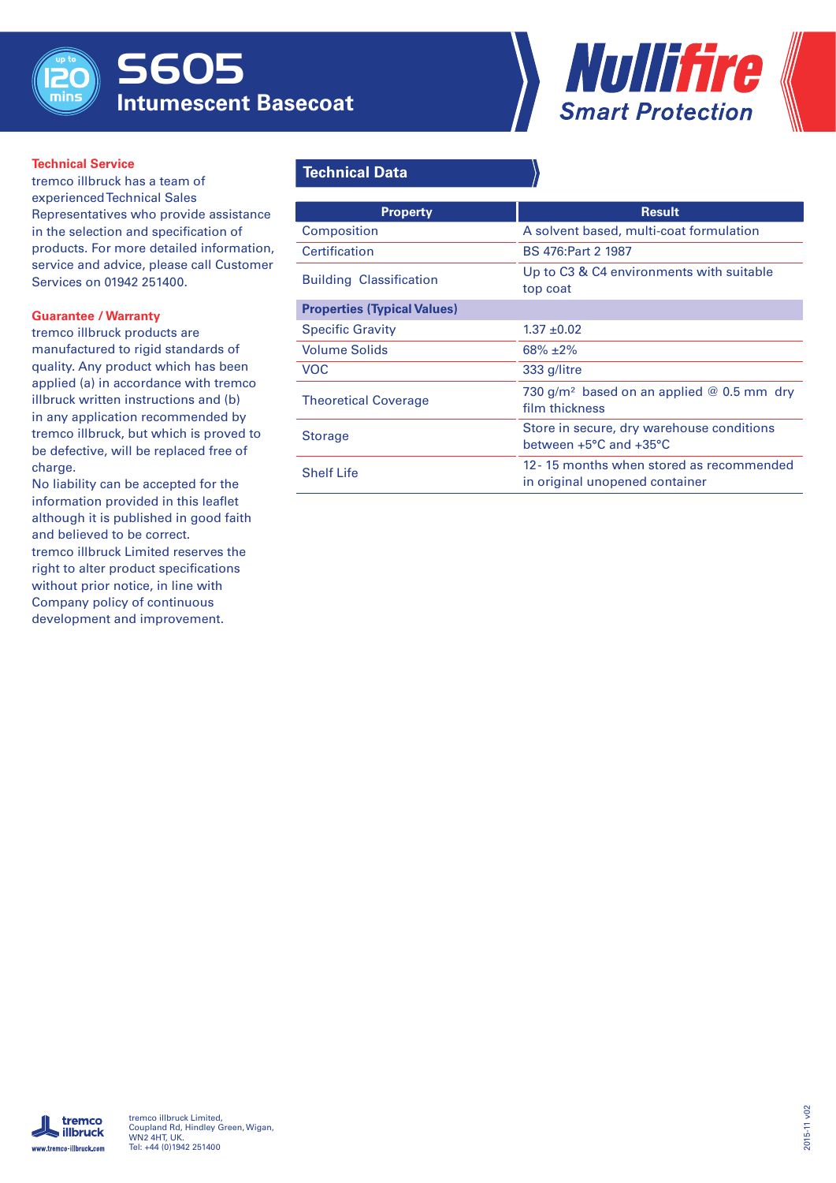# S605 Intumescent Basecoat

Nullifire Smart Protection

up to 120 mins

## Technical Service

tremco illbruck has a team of experienced Technical Sales Representatives who provide assistance in the selection and specification of products. For more detailed information, service and advice, please call Customer Services on 01942 251400.

## Guarantee / Warranty

tremco illbruck products are manufactured to rigid standards of quality. Any product which has been applied (a) in accordance with tremco illbruck written instructions and (b) in any application recommended by tremco illbruck, but which is proved to be defective, will be replaced free of charge.

No liability can be accepted for the information provided in this leaflet although it is published in good faith and believed to be correct.

tremco illbruck Limited reserves the right to alter product specifications without prior notice, in line with Company policy of continuous development and improvement.

## Technical Data

| Property | Result |
|---|---|
| Composition | A solvent based, multi-coat formulation |
| Certification | BS 476:Part 2 1987 |
| Building Classification | Up to C3 & C4 environments with suitable top coat |
| **Properties (Typical Values)** | |
| Specific Gravity | 1.37 ±0.02 |
| Volume Solids | 68% ±2% |
| VOC | 333 g/litre |
| Theoretical Coverage | 730 g/m² based on an applied @ 0.5 mm dry film thickness |
| Storage | Store in secure, dry warehouse conditions between +5°C and +35°C |
| Shelf Life | 12 - 15 months when stored as recommended in original unopened container |

tremco illbruck
www.tremco-illbruck.com

tremco illbruck Limited,
Coupland Rd, Hindley Green, Wigan,
WN2 4HT, UK.
Tel: +44 (0)1942 251400

2015-11 v02